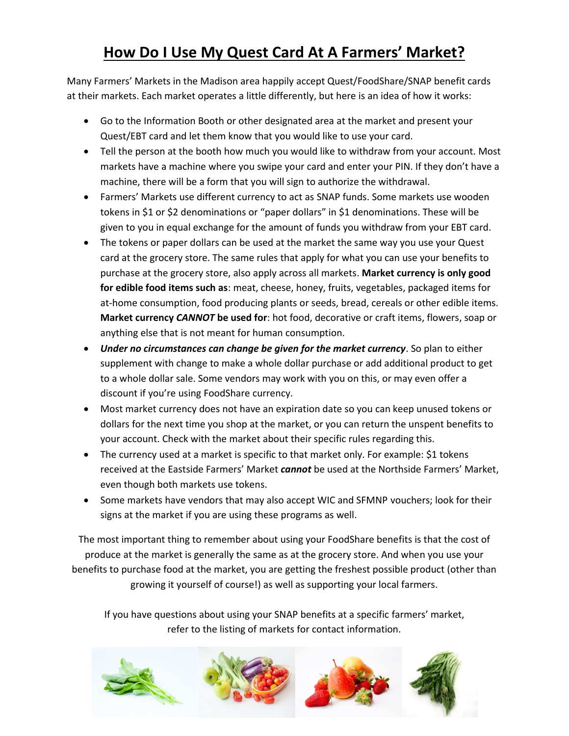# How Do I Use My Quest Card At A Farmers' Market?

Many Farmers' Markets in the Madison area happily accept Quest/FoodShare/SNAP benefit cards at their markets. Each market operates a little differently, but here is an idea of how it works:

- Go to the Information Booth or other designated area at the market and present your Quest/EBT card and let them know that you would like to use your card.
- Tell the person at the booth how much you would like to withdraw from your account. Most markets have a machine where you swipe your card and enter your PIN. If they don't have a machine, there will be a form that you will sign to authorize the withdrawal.
- Farmers' Markets use different currency to act as SNAP funds. Some markets use wooden tokens in $1 or $2 denominations or "paper dollars" in $1 denominations. These will be given to you in equal exchange for the amount of funds you withdraw from your EBT card.
- The tokens or paper dollars can be used at the market the same way you use your Quest card at the grocery store. The same rules that apply for what you can use your benefits to purchase at the grocery store, also apply across all markets. **Market currency is only good for edible food items such as**: meat, cheese, honey, fruits, vegetables, packaged items for at-home consumption, food producing plants or seeds, bread, cereals or other edible items. **Market currency *CANNOT* be used for**: hot food, decorative or craft items, flowers, soap or anything else that is not meant for human consumption.
- ***Under no circumstances can change be given for the market currency***. So plan to either supplement with change to make a whole dollar purchase or add additional product to get to a whole dollar sale. Some vendors may work with you on this, or may even offer a discount if you're using FoodShare currency.
- Most market currency does not have an expiration date so you can keep unused tokens or dollars for the next time you shop at the market, or you can return the unspent benefits to your account. Check with the market about their specific rules regarding this.
- The currency used at a market is specific to that market only. For example: $1 tokens received at the Eastside Farmers' Market ***cannot*** be used at the Northside Farmers' Market, even though both markets use tokens.
- Some markets have vendors that may also accept WIC and SFMNP vouchers; look for their signs at the market if you are using these programs as well.

The most important thing to remember about using your FoodShare benefits is that the cost of produce at the market is generally the same as at the grocery store. And when you use your benefits to purchase food at the market, you are getting the freshest possible product (other than growing it yourself of course!) as well as supporting your local farmers.

If you have questions about using your SNAP benefits at a specific farmers' market, refer to the listing of markets for contact information.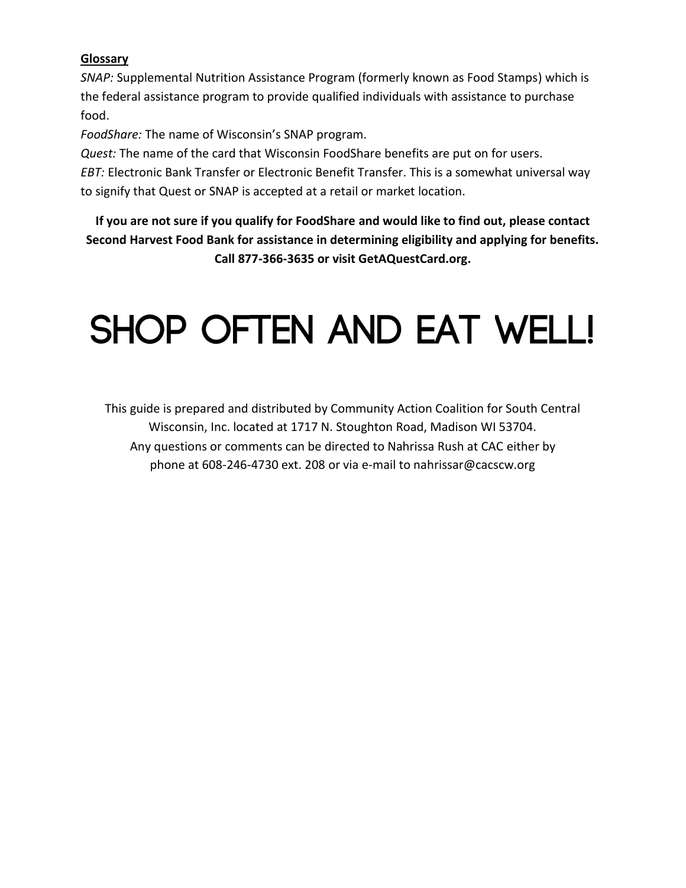**Glossary**

*SNAP:* Supplemental Nutrition Assistance Program (formerly known as Food Stamps) which is the federal assistance program to provide qualified individuals with assistance to purchase food.

*FoodShare:* The name of Wisconsin's SNAP program.

*Quest:* The name of the card that Wisconsin FoodShare benefits are put on for users.

*EBT:* Electronic Bank Transfer or Electronic Benefit Transfer. This is a somewhat universal way to signify that Quest or SNAP is accepted at a retail or market location.

**If you are not sure if you qualify for FoodShare and would like to find out, please contact Second Harvest Food Bank for assistance in determining eligibility and applying for benefits. Call 877-366-3635 or visit GetAQuestCard.org.**

# SHOP OFTEN AND EAT WELL!

This guide is prepared and distributed by Community Action Coalition for South Central Wisconsin, Inc. located at 1717 N. Stoughton Road, Madison WI 53704.
Any questions or comments can be directed to Nahrissa Rush at CAC either by phone at 608-246-4730 ext. 208 or via e-mail to nahrissar@cacscw.org